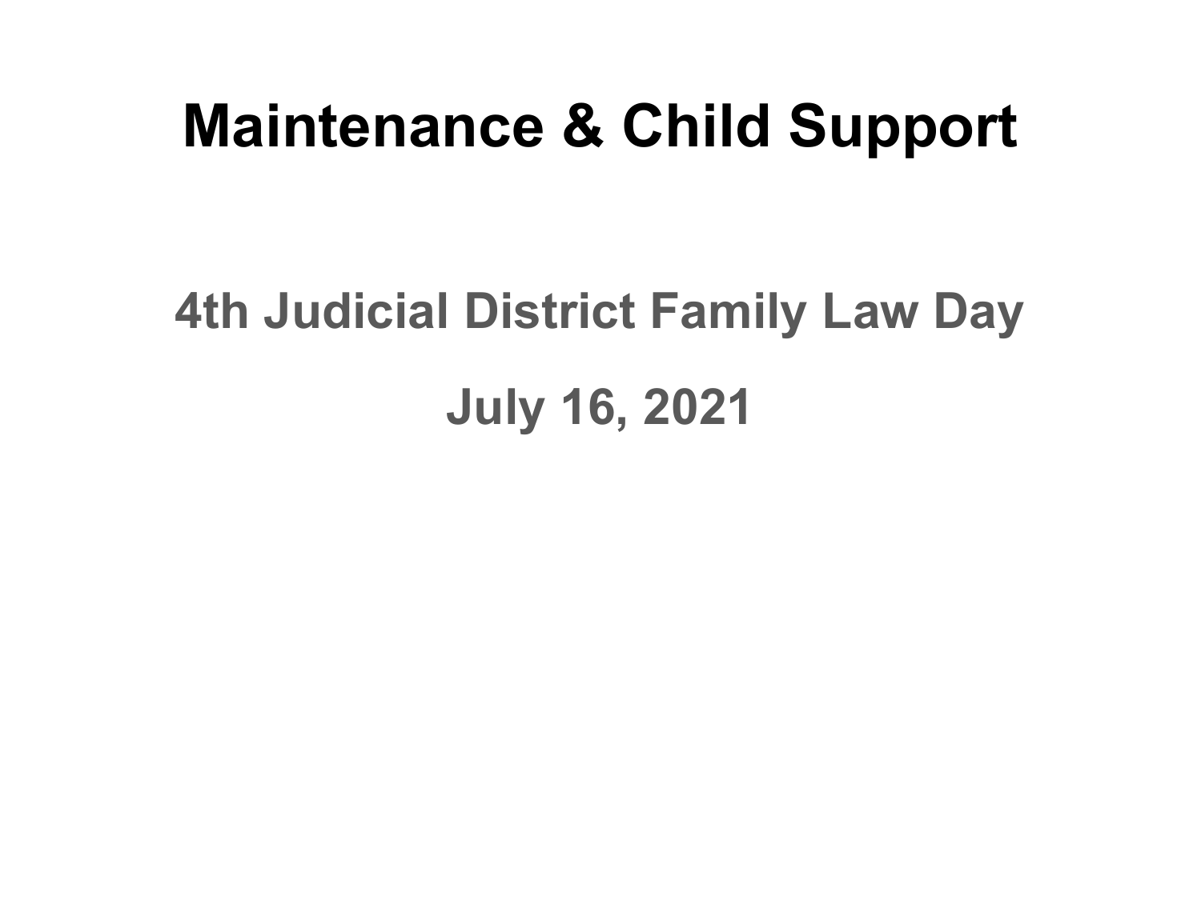# Maintenance & Child Support

## 4th Judicial District Family Law Day

## July 16, 2021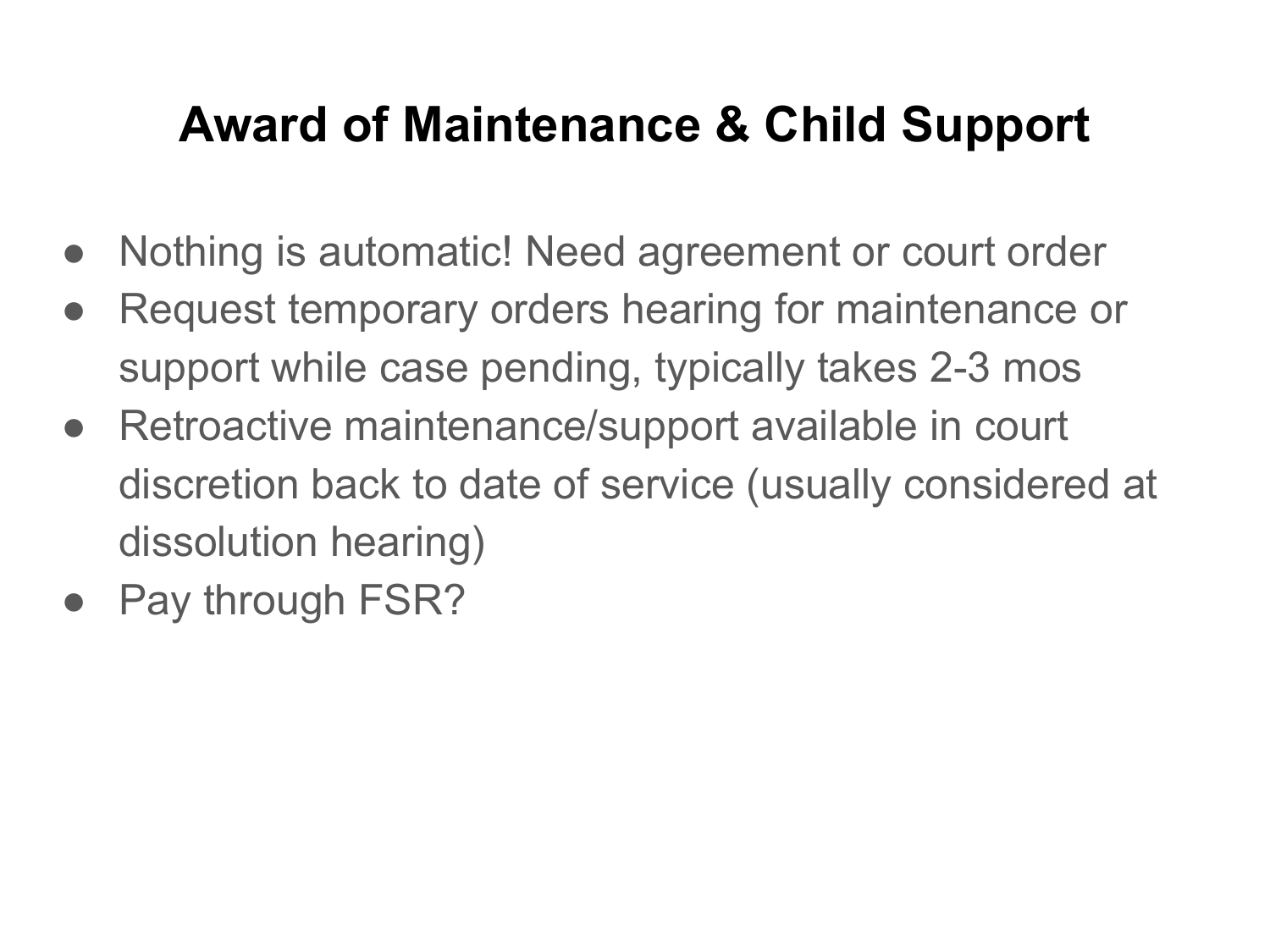# Award of Maintenance & Child Support

- Nothing is automatic! Need agreement or court order
- Request temporary orders hearing for maintenance or support while case pending, typically takes 2-3 mos
- Retroactive maintenance/support available in court discretion back to date of service (usually considered at dissolution hearing)
- Pay through FSR?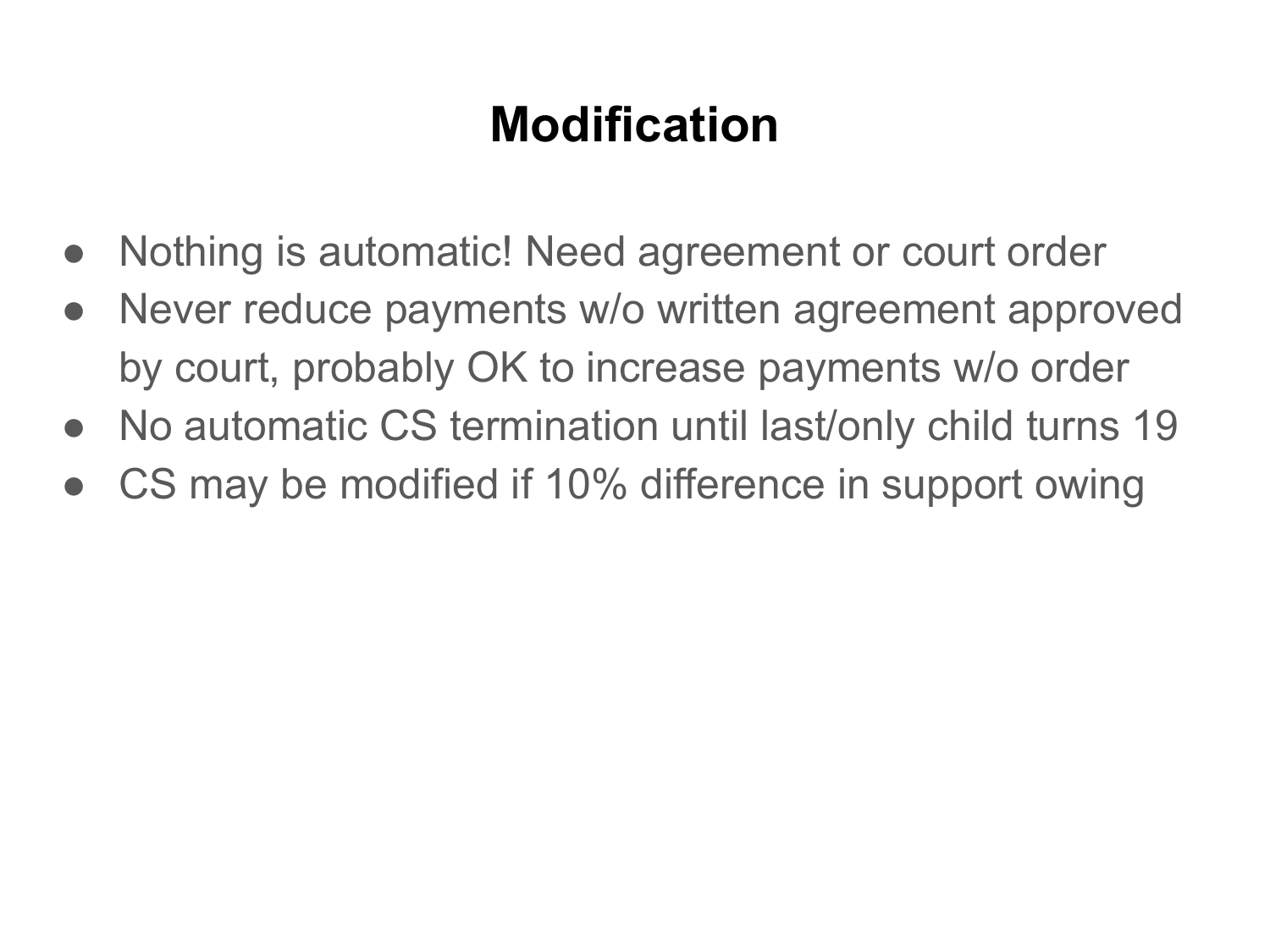# Modification

- Nothing is automatic! Need agreement or court order
- Never reduce payments w/o written agreement approved by court, probably OK to increase payments w/o order
- No automatic CS termination until last/only child turns 19
- CS may be modified if 10% difference in support owing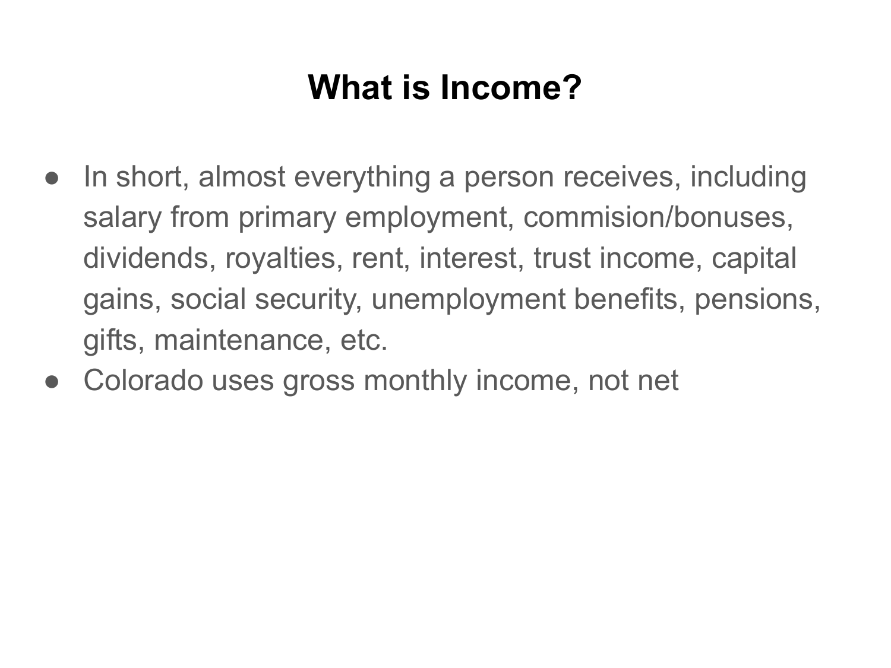# What is Income?

- In short, almost everything a person receives, including salary from primary employment, commision/bonuses, dividends, royalties, rent, interest, trust income, capital gains, social security, unemployment benefits, pensions, gifts, maintenance, etc.
- Colorado uses gross monthly income, not net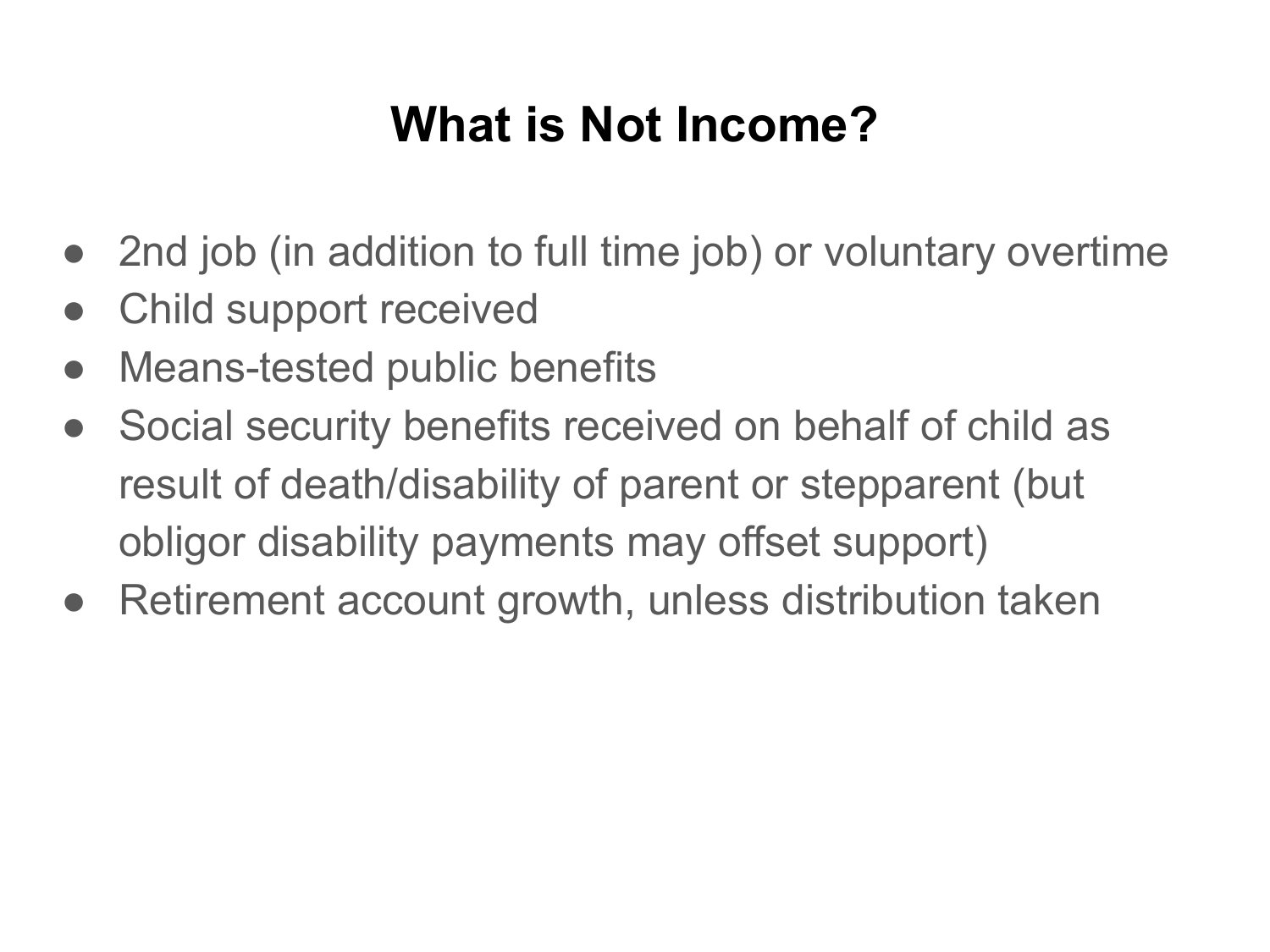# What is Not Income?

- 2nd job (in addition to full time job) or voluntary overtime
- Child support received
- Means-tested public benefits
- Social security benefits received on behalf of child as result of death/disability of parent or stepparent (but obligor disability payments may offset support)
- Retirement account growth, unless distribution taken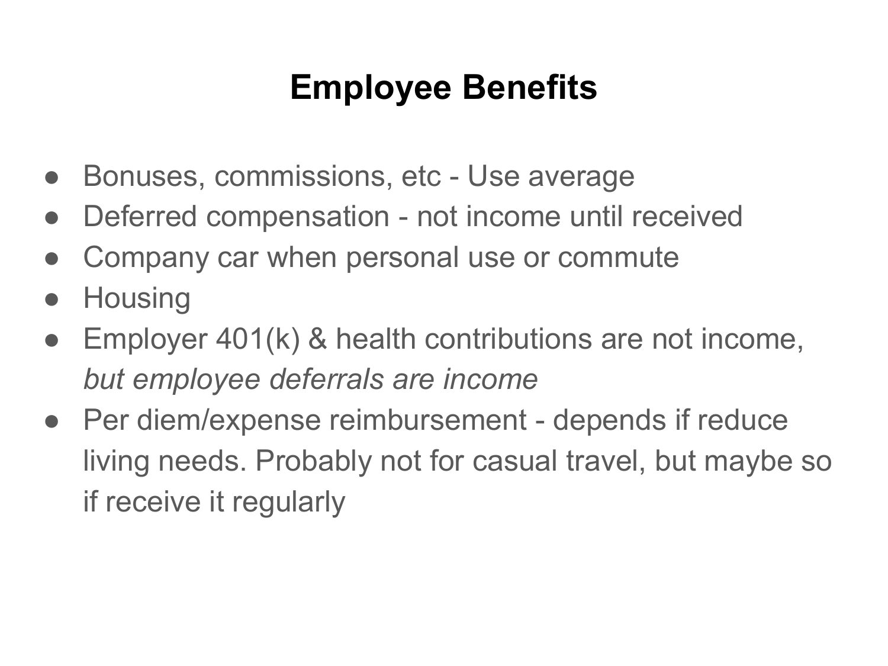# Employee Benefits

- Bonuses, commissions, etc - Use average
- Deferred compensation - not income until received
- Company car when personal use or commute
- Housing
- Employer 401(k) & health contributions are not income, *but employee deferrals are income*
- Per diem/expense reimbursement - depends if reduce living needs. Probably not for casual travel, but maybe so if receive it regularly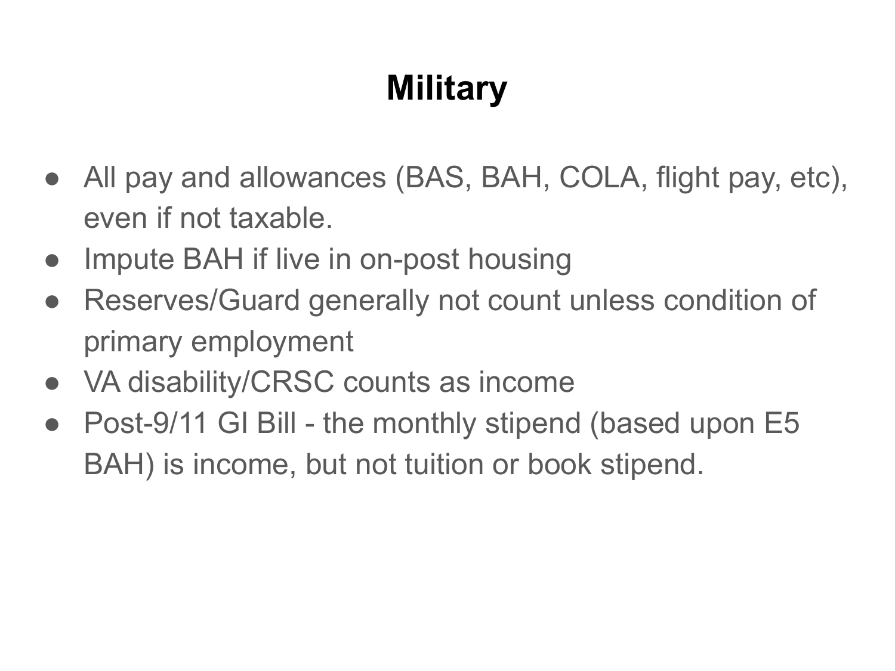# Military

- All pay and allowances (BAS, BAH, COLA, flight pay, etc), even if not taxable.
- Impute BAH if live in on-post housing
- Reserves/Guard generally not count unless condition of primary employment
- VA disability/CRSC counts as income
- Post-9/11 GI Bill - the monthly stipend (based upon E5 BAH) is income, but not tuition or book stipend.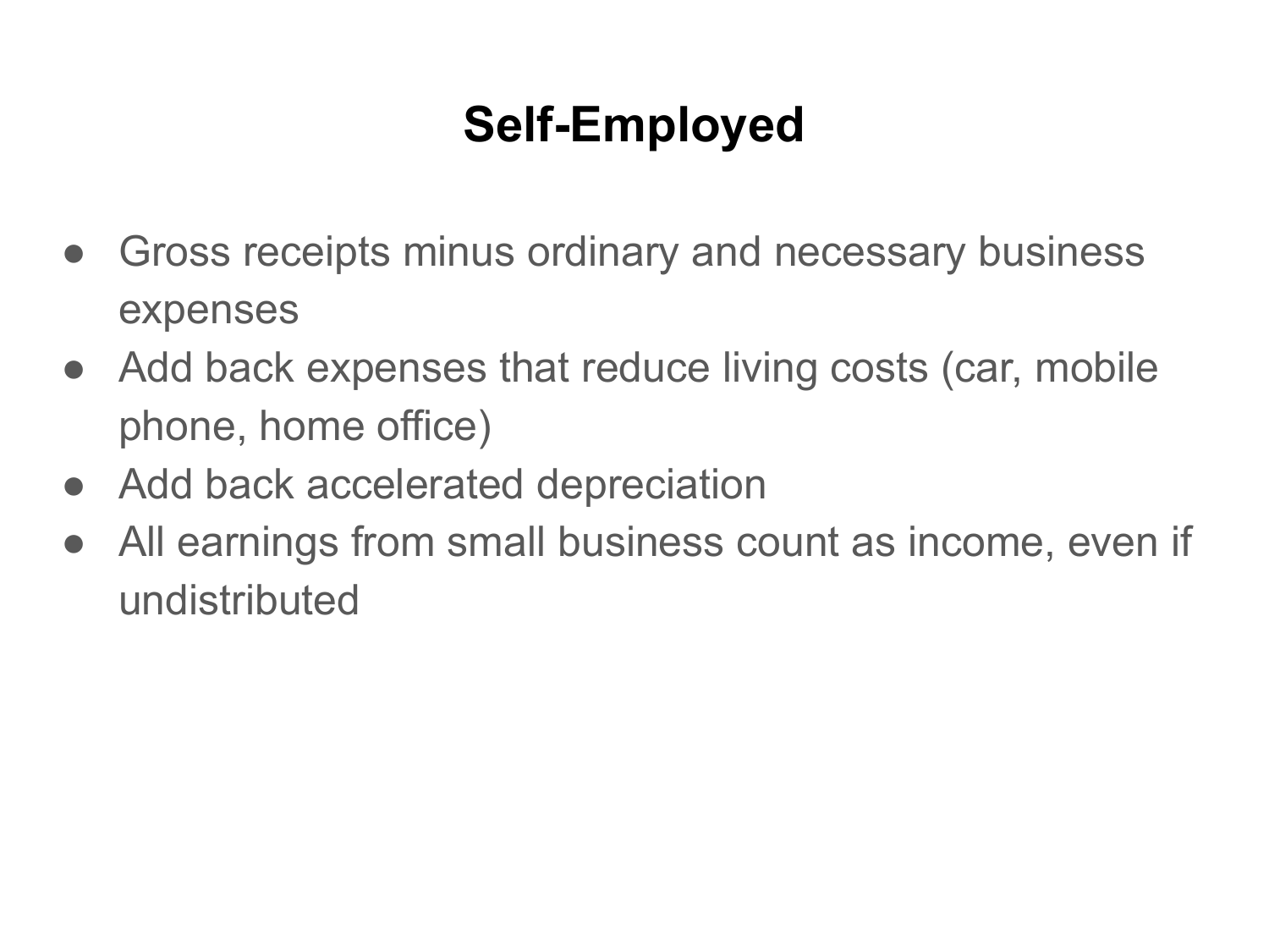# Self-Employed

- Gross receipts minus ordinary and necessary business expenses
- Add back expenses that reduce living costs (car, mobile phone, home office)
- Add back accelerated depreciation
- All earnings from small business count as income, even if undistributed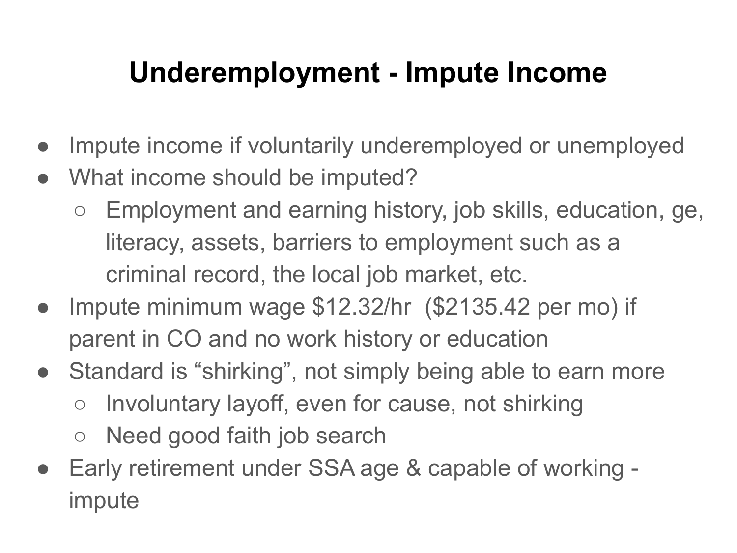# Underemployment - Impute Income

- Impute income if voluntarily underemployed or unemployed
- What income should be imputed?
  - Employment and earning history, job skills, education, ge, literacy, assets, barriers to employment such as a criminal record, the local job market, etc.
- Impute minimum wage $12.32/hr ($2135.42 per mo) if parent in CO and no work history or education
- Standard is "shirking", not simply being able to earn more
  - Involuntary layoff, even for cause, not shirking
  - Need good faith job search
- Early retirement under SSA age & capable of working - impute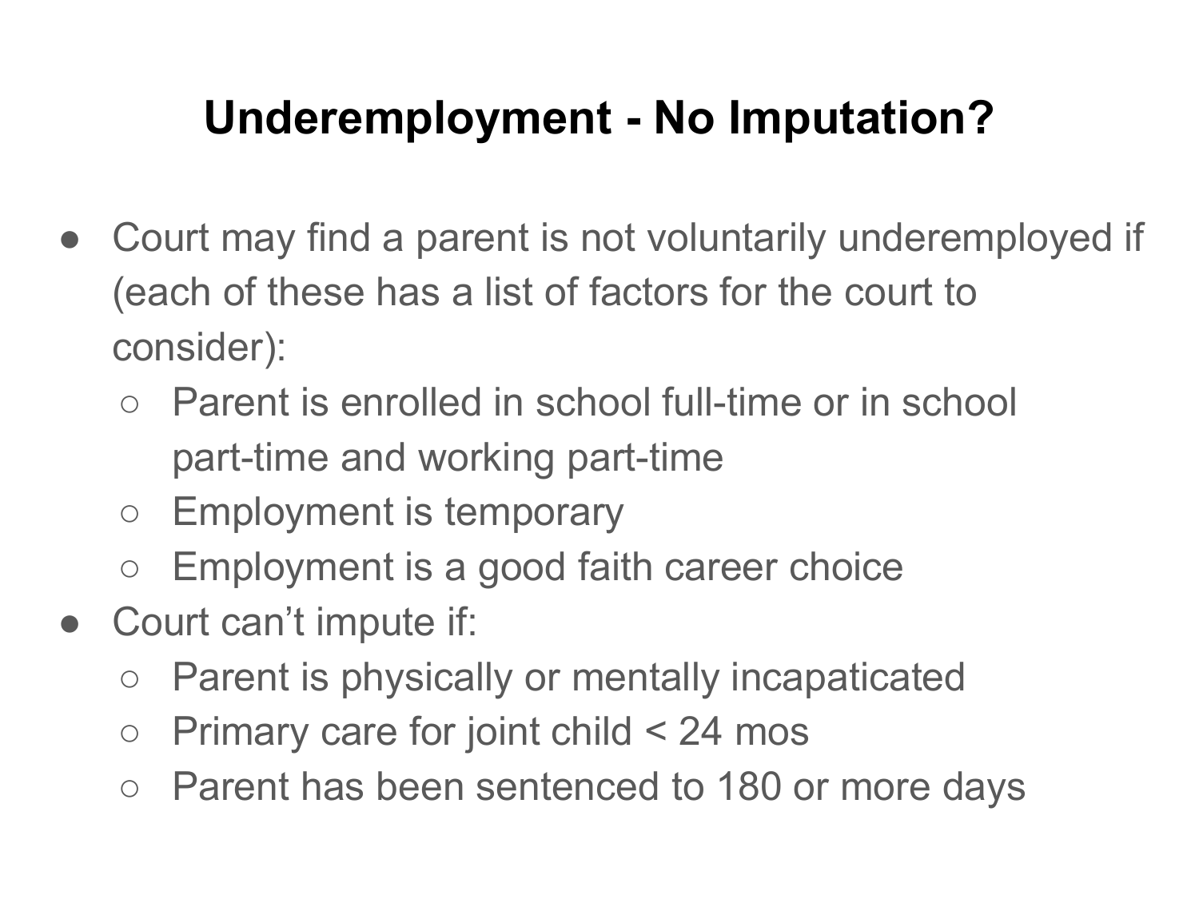# Underemployment - No Imputation?

- Court may find a parent is not voluntarily underemployed if (each of these has a list of factors for the court to consider):
  - Parent is enrolled in school full-time or in school part-time and working part-time
  - Employment is temporary
  - Employment is a good faith career choice
- Court can't impute if:
  - Parent is physically or mentally incapaticated
  - Primary care for joint child < 24 mos
  - Parent has been sentenced to 180 or more days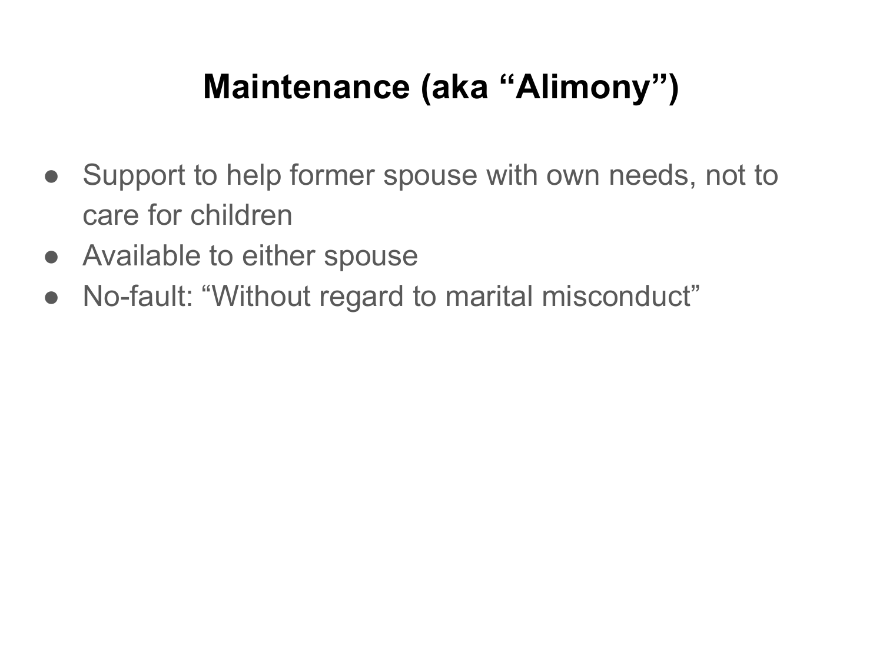# Maintenance (aka "Alimony")

- Support to help former spouse with own needs, not to care for children
- Available to either spouse
- No-fault: "Without regard to marital misconduct"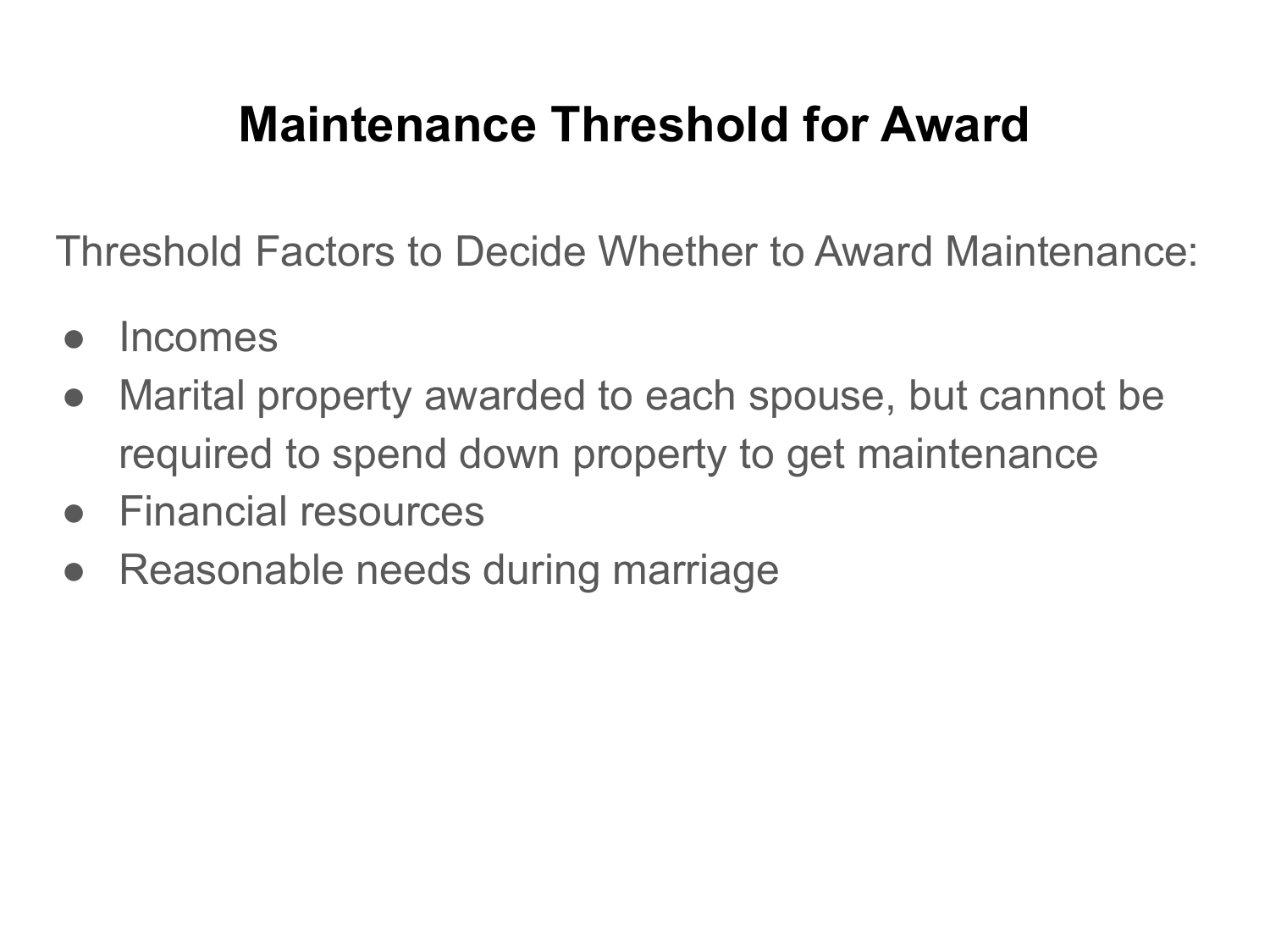# Maintenance Threshold for Award

Threshold Factors to Decide Whether to Award Maintenance:

- Incomes
- Marital property awarded to each spouse, but cannot be required to spend down property to get maintenance
- Financial resources
- Reasonable needs during marriage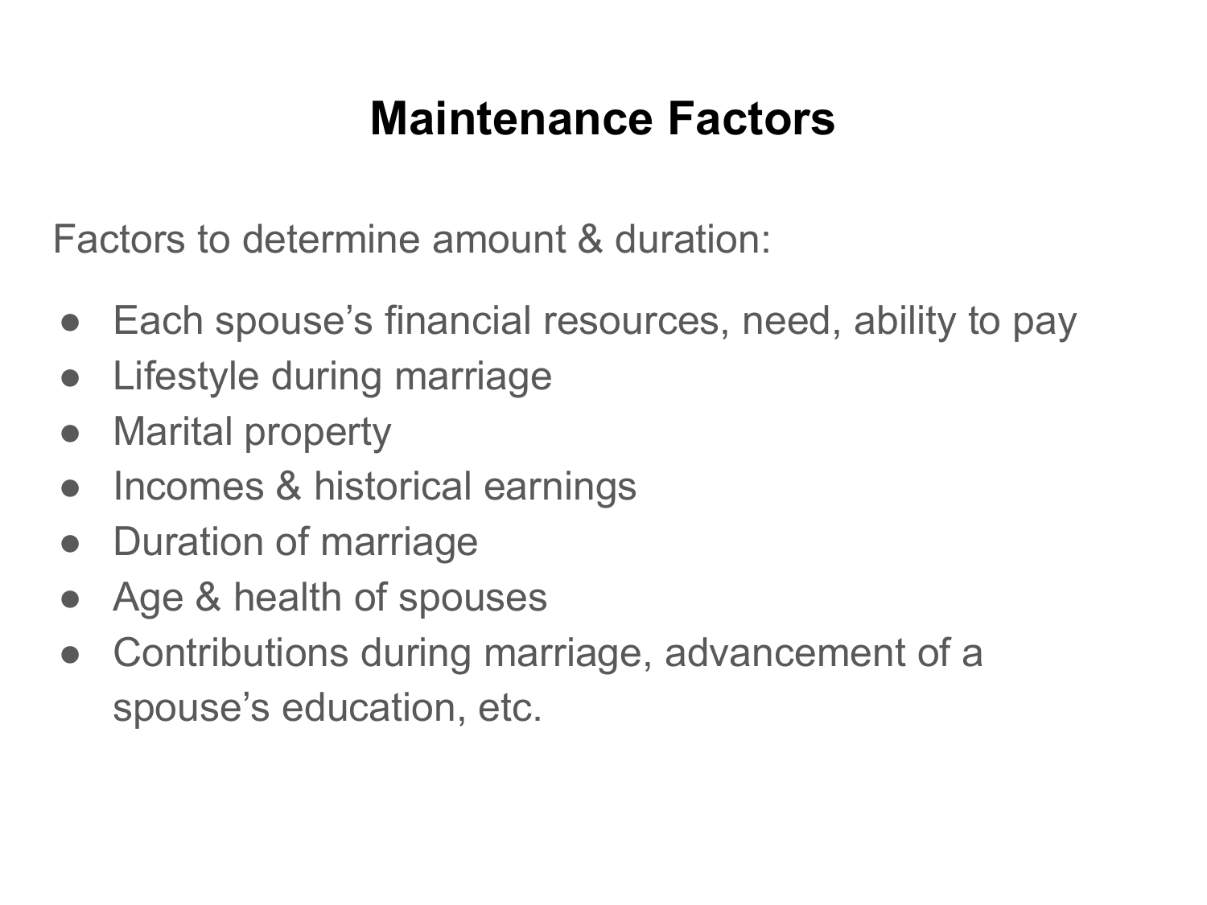# Maintenance Factors

Factors to determine amount & duration:

- Each spouse's financial resources, need, ability to pay
- Lifestyle during marriage
- Marital property
- Incomes & historical earnings
- Duration of marriage
- Age & health of spouses
- Contributions during marriage, advancement of a spouse's education, etc.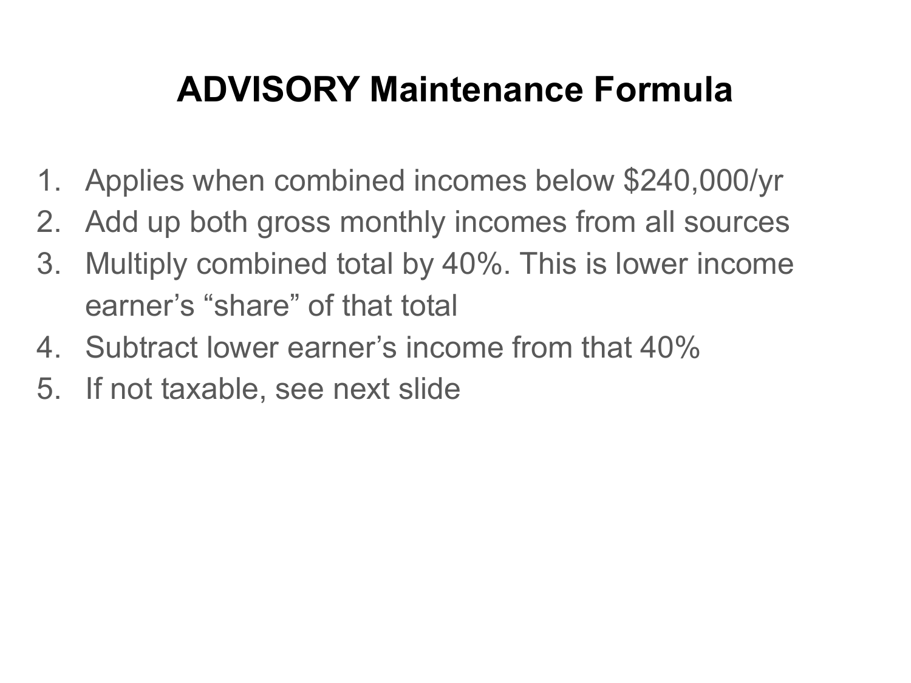# ADVISORY Maintenance Formula

1. Applies when combined incomes below $240,000/yr
2. Add up both gross monthly incomes from all sources
3. Multiply combined total by 40%. This is lower income earner's "share" of that total
4. Subtract lower earner's income from that 40%
5. If not taxable, see next slide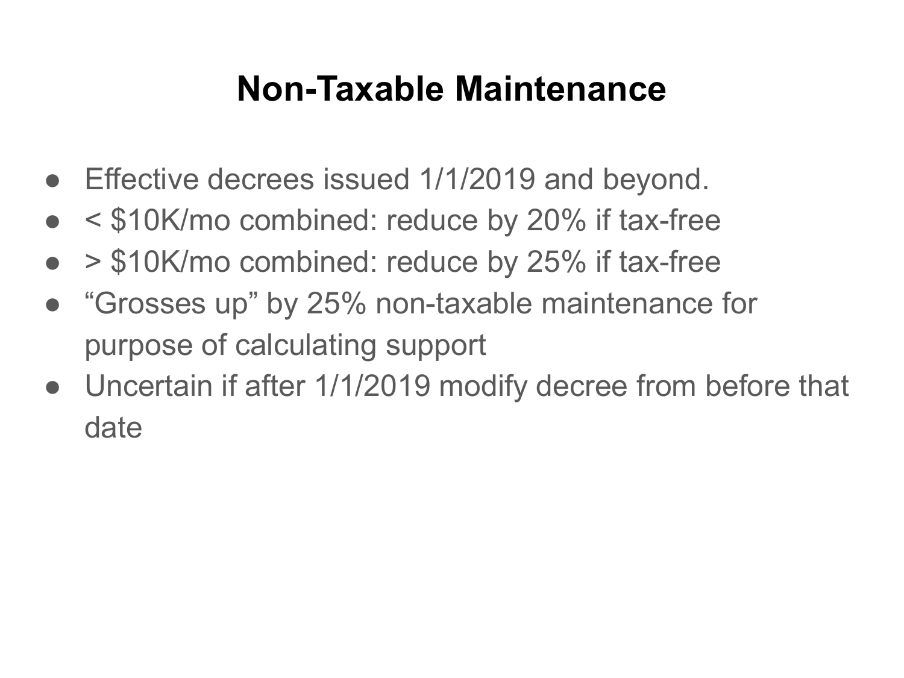# Non-Taxable Maintenance

- Effective decrees issued 1/1/2019 and beyond.
- < $10K/mo combined: reduce by 20% if tax-free
- > $10K/mo combined: reduce by 25% if tax-free
- "Grosses up" by 25% non-taxable maintenance for purpose of calculating support
- Uncertain if after 1/1/2019 modify decree from before that date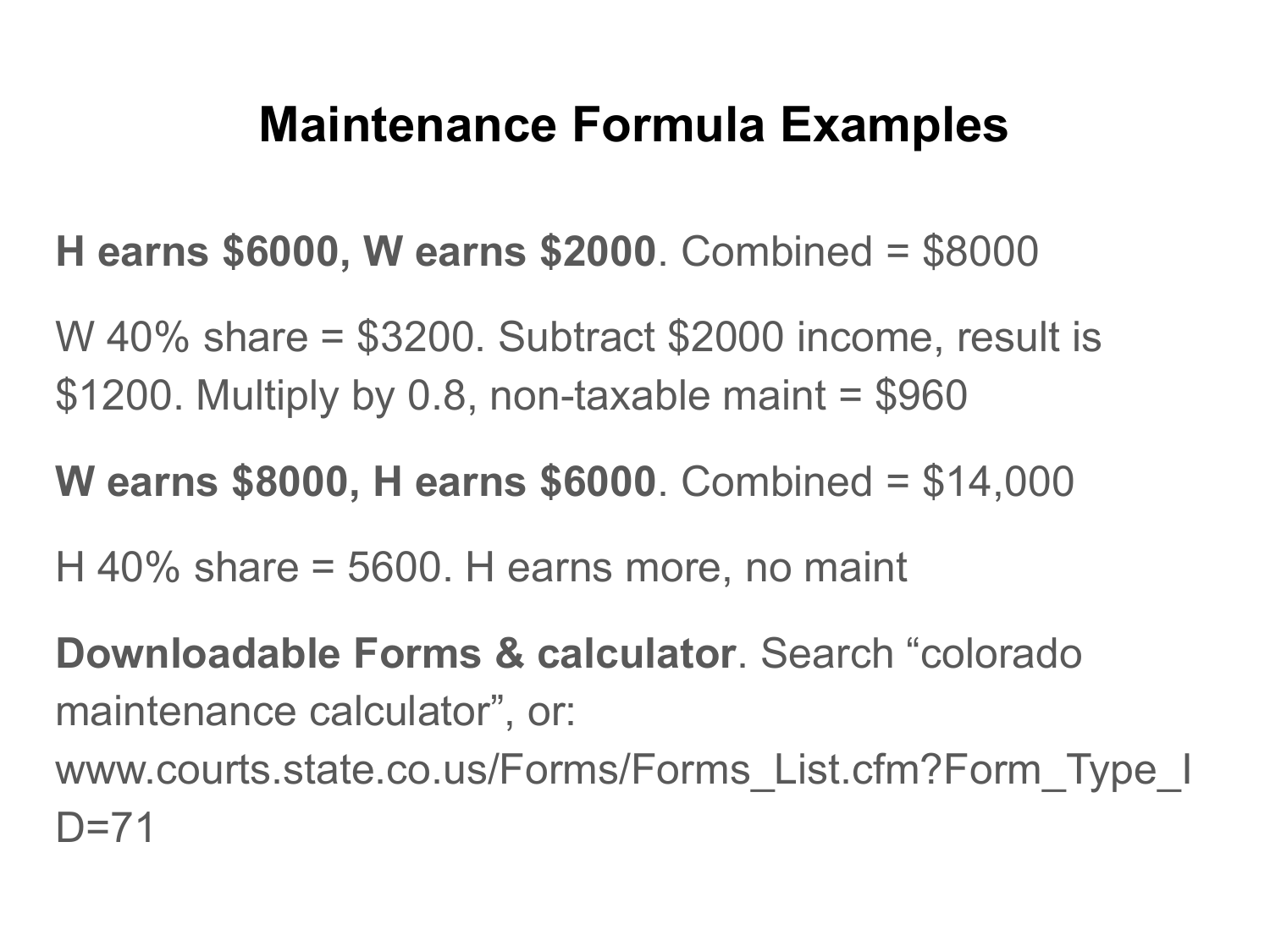# Maintenance Formula Examples

**H earns $6000, W earns $2000**. Combined = $8000

W 40% share = $3200. Subtract $2000 income, result is $1200. Multiply by 0.8, non-taxable maint = $960

**W earns $8000, H earns $6000**. Combined = $14,000

H 40% share = 5600. H earns more, no maint

**Downloadable Forms & calculator**. Search “colorado maintenance calculator”, or: www.courts.state.co.us/Forms/Forms_List.cfm?Form_Type_ID=71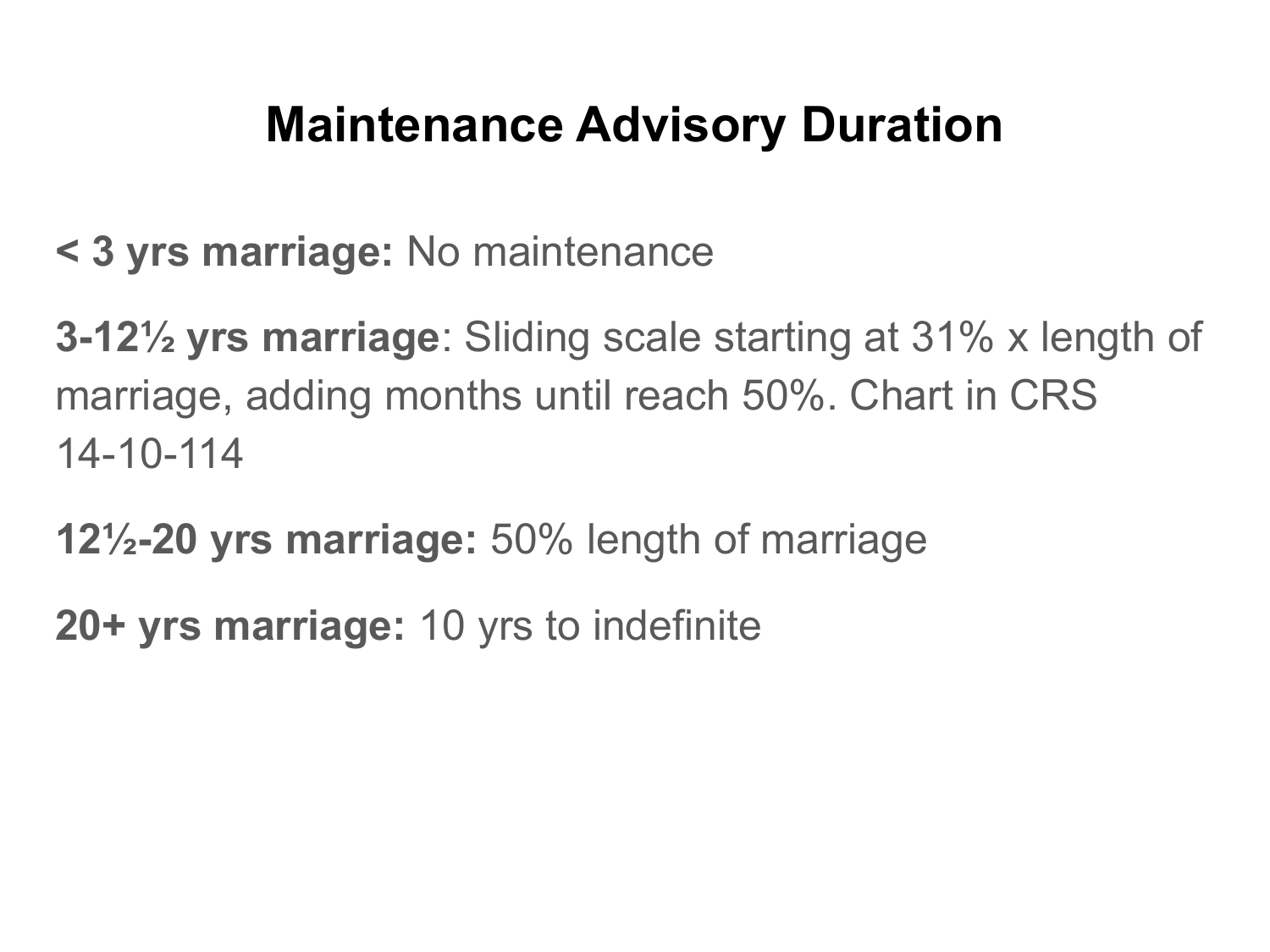# Maintenance Advisory Duration

**< 3 yrs marriage:** No maintenance

**3-12½ yrs marriage**: Sliding scale starting at 31% x length of marriage, adding months until reach 50%. Chart in CRS 14-10-114

**12½-20 yrs marriage:** 50% length of marriage

**20+ yrs marriage:** 10 yrs to indefinite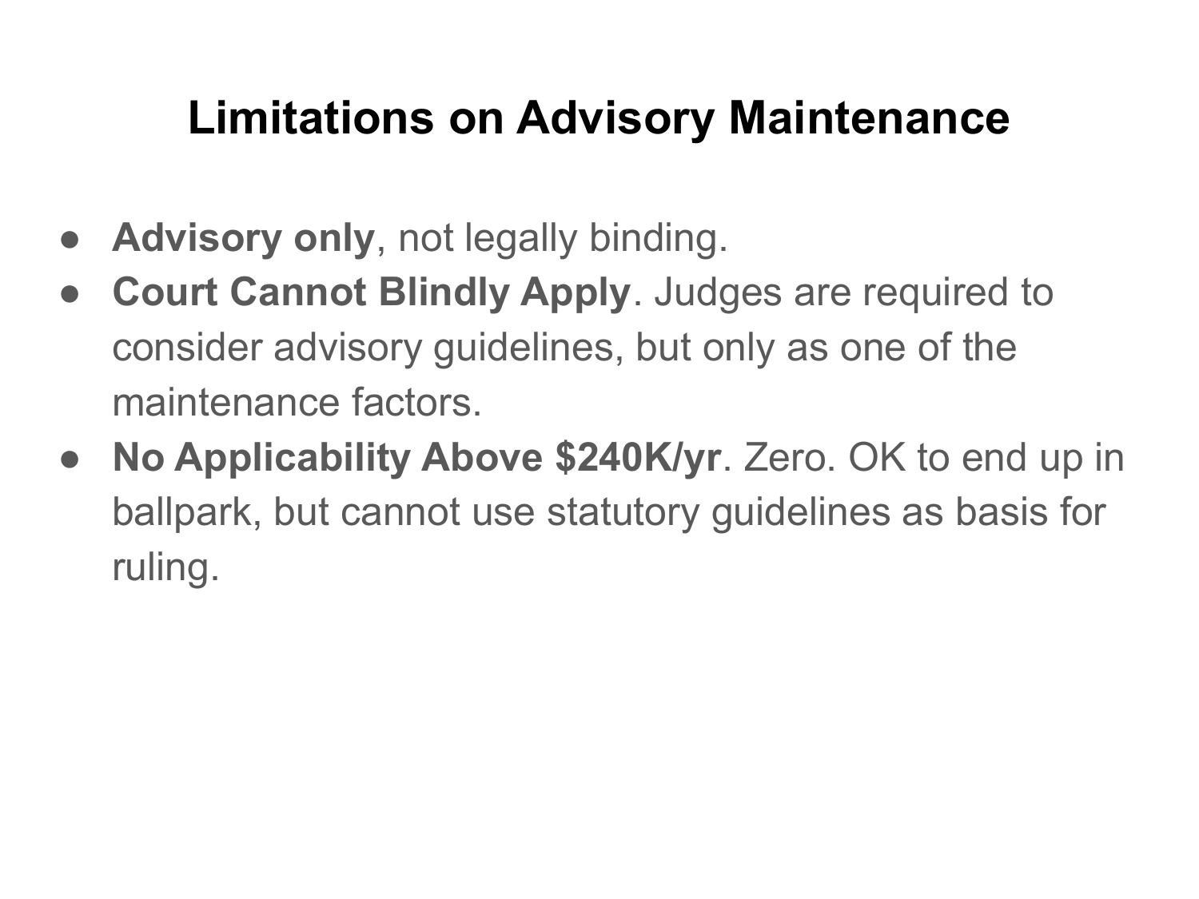# Limitations on Advisory Maintenance

- **Advisory only**, not legally binding.
- **Court Cannot Blindly Apply**. Judges are required to consider advisory guidelines, but only as one of the maintenance factors.
- **No Applicability Above $240K/yr**. Zero. OK to end up in ballpark, but cannot use statutory guidelines as basis for ruling.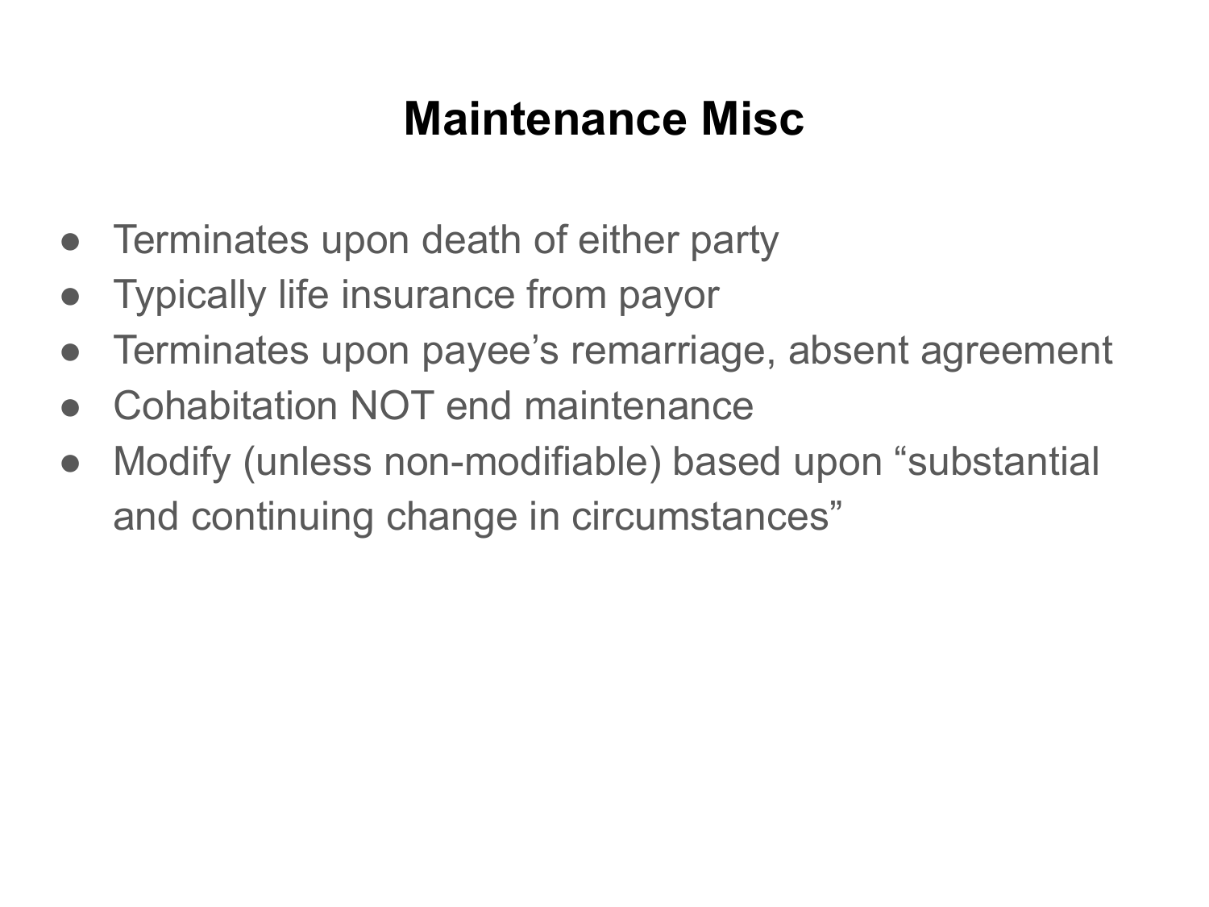# Maintenance Misc

- Terminates upon death of either party
- Typically life insurance from payor
- Terminates upon payee’s remarriage, absent agreement
- Cohabitation NOT end maintenance
- Modify (unless non-modifiable) based upon “substantial and continuing change in circumstances”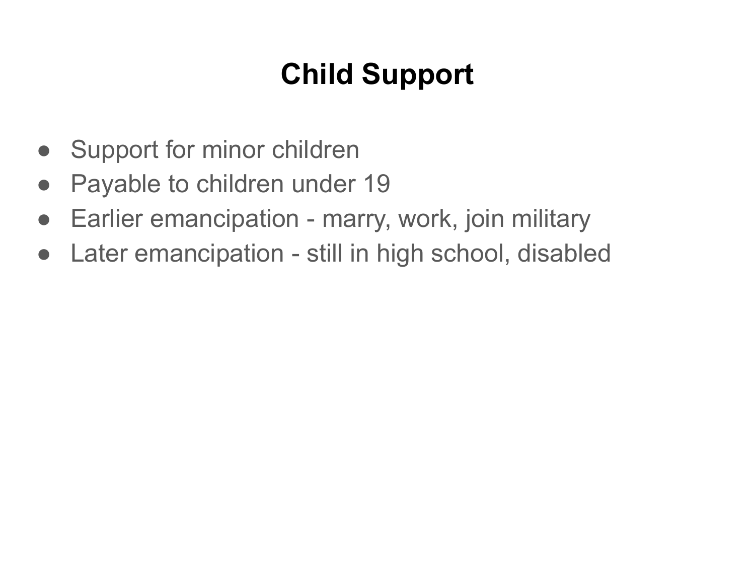# Child Support

- Support for minor children
- Payable to children under 19
- Earlier emancipation - marry, work, join military
- Later emancipation - still in high school, disabled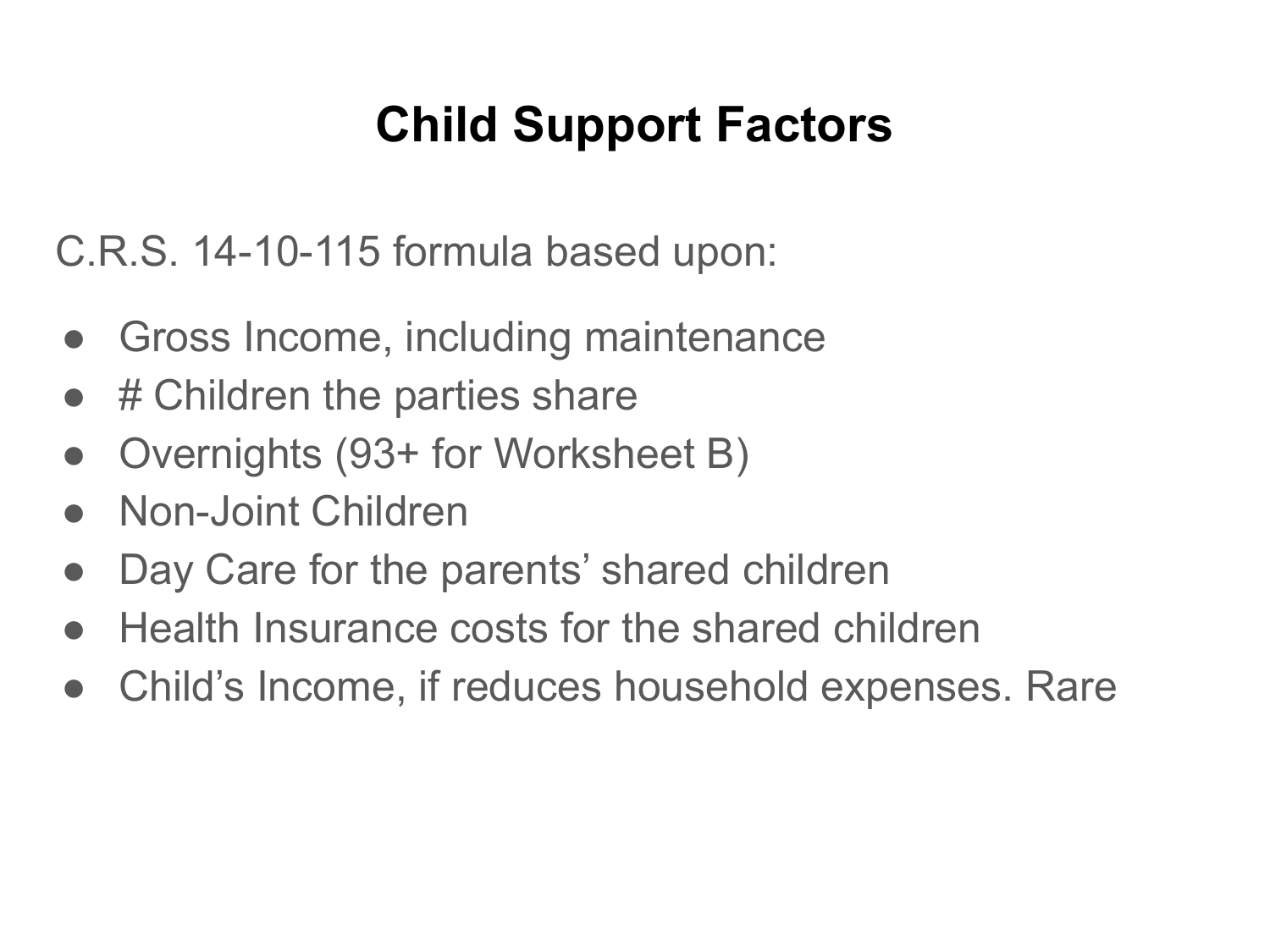# Child Support Factors

C.R.S. 14-10-115 formula based upon:

- Gross Income, including maintenance
- # Children the parties share
- Overnights (93+ for Worksheet B)
- Non-Joint Children
- Day Care for the parents' shared children
- Health Insurance costs for the shared children
- Child's Income, if reduces household expenses. Rare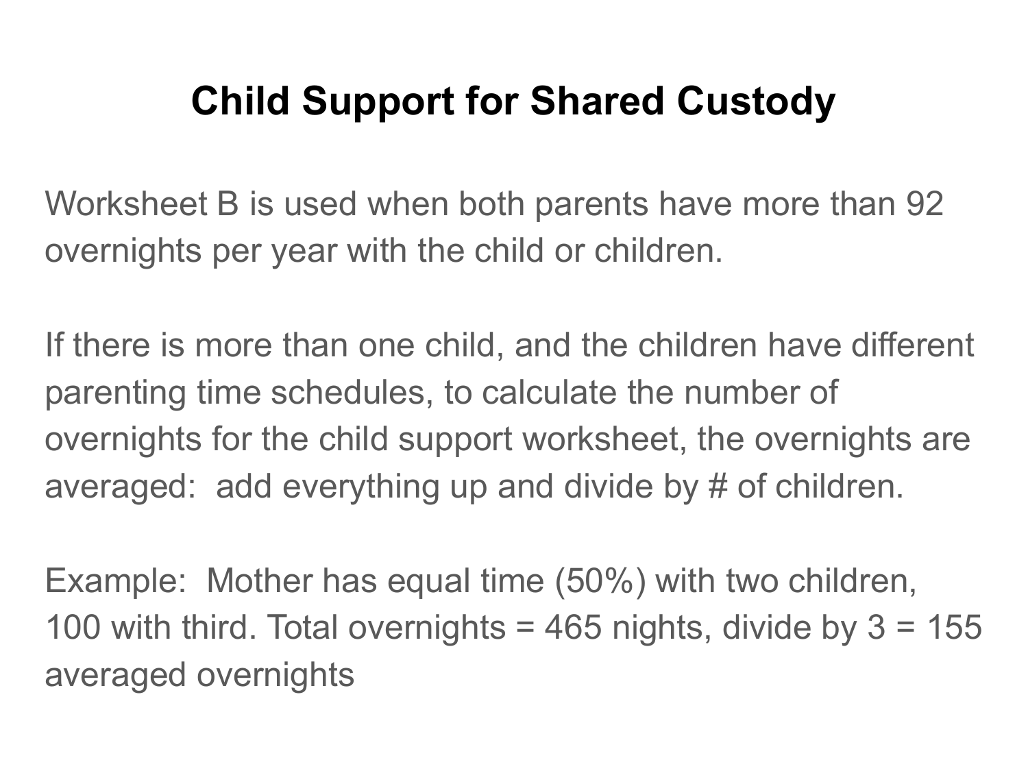# Child Support for Shared Custody

Worksheet B is used when both parents have more than 92 overnights per year with the child or children.

If there is more than one child, and the children have different parenting time schedules, to calculate the number of overnights for the child support worksheet, the overnights are averaged:  add everything up and divide by # of children.

Example:  Mother has equal time (50%) with two children, 100 with third. Total overnights = 465 nights, divide by 3 = 155 averaged overnights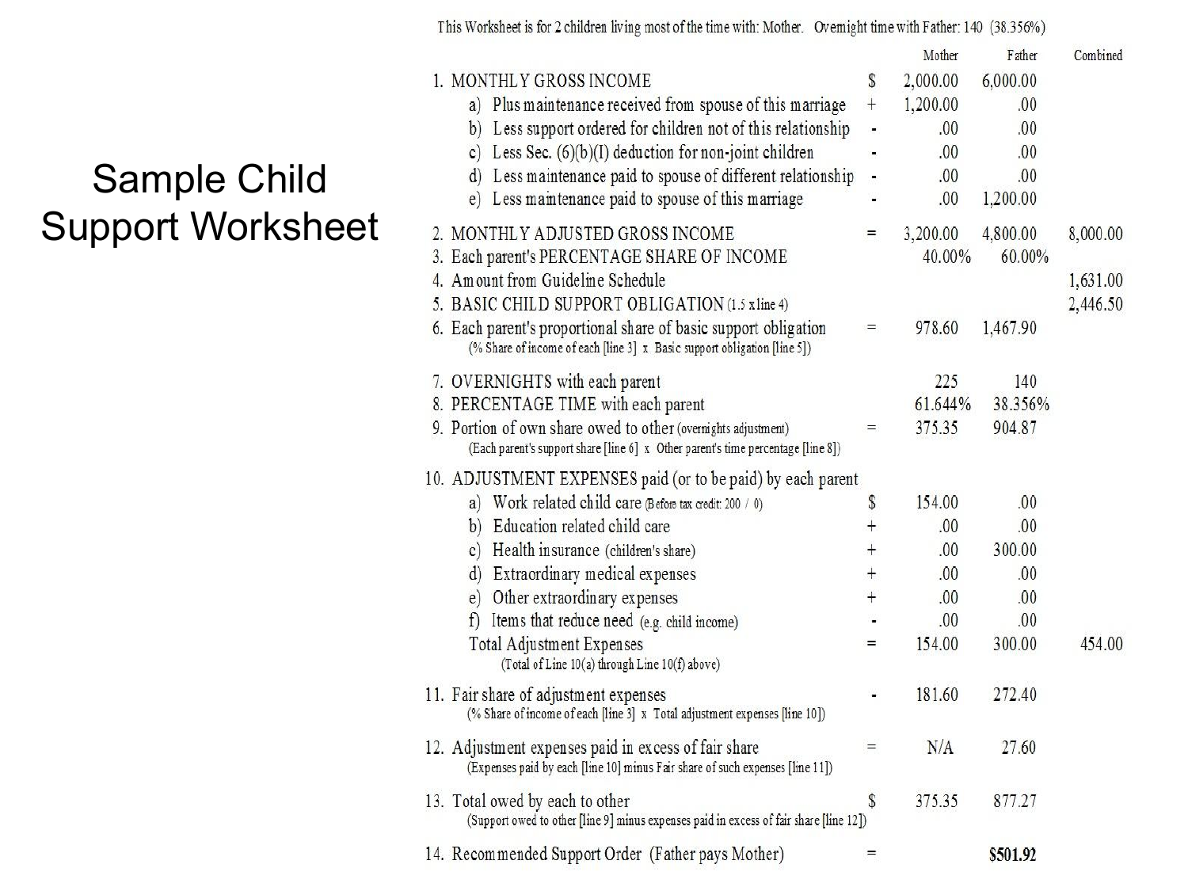# Sample Child Support Worksheet

This Worksheet is for 2 children living most of the time with: Mother. Overnight time with Father: 140 (38.356%)

| | | Mother | Father | Combined |
|---|---|---|---|---|
| 1. MONTHLY GROSS INCOME | $ | 2,000.00 | 6,000.00 | |
| a) Plus maintenance received from spouse of this marriage | + | 1,200.00 | .00 | |
| b) Less support ordered for children not of this relationship | - | .00 | .00 | |
| c) Less Sec. (6)(b)(I) deduction for non-joint children | - | .00 | .00 | |
| d) Less maintenance paid to spouse of different relationship | - | .00 | .00 | |
| e) Less maintenance paid to spouse of this marriage | - | .00 | 1,200.00 | |
| 2. MONTHLY ADJUSTED GROSS INCOME | = | 3,200.00 | 4,800.00 | 8,000.00 |
| 3. Each parent's PERCENTAGE SHARE OF INCOME | | 40.00% | 60.00% | |
| 4. Amount from Guideline Schedule | | | | 1,631.00 |
| 5. BASIC CHILD SUPPORT OBLIGATION (1.5 x line 4) | | | | 2,446.50 |
| 6. Each parent's proportional share of basic support obligation (% Share of income of each [line 3] x Basic support obligation [line 5]) | = | 978.60 | 1,467.90 | |
| 7. OVERNIGHTS with each parent | | 225 | 140 | |
| 8. PERCENTAGE TIME with each parent | | 61.644% | 38.356% | |
| 9. Portion of own share owed to other (overnights adjustment) (Each parent's support share [line 6] x Other parent's time percentage [line 8]) | = | 375.35 | 904.87 | |
| 10. ADJUSTMENT EXPENSES paid (or to be paid) by each parent | | | | |
| a) Work related child care (Before tax credit: 200 / 0) | $ | 154.00 | .00 | |
| b) Education related child care | + | .00 | .00 | |
| c) Health insurance (children's share) | + | .00 | 300.00 | |
| d) Extraordinary medical expenses | + | .00 | .00 | |
| e) Other extraordinary expenses | + | .00 | .00 | |
| f) Items that reduce need (e.g. child income) | - | .00 | .00 | |
| Total Adjustment Expenses (Total of Line 10(a) through Line 10(f) above) | = | 154.00 | 300.00 | 454.00 |
| 11. Fair share of adjustment expenses (% Share of income of each [line 3] x Total adjustment expenses [line 10]) | - | 181.60 | 272.40 | |
| 12. Adjustment expenses paid in excess of fair share (Expenses paid by each [line 10] minus Fair share of such expenses [line 11]) | = | N/A | 27.60 | |
| 13. Total owed by each to other (Support owed to other [line 9] minus expenses paid in excess of fair share [line 12]) | $ | 375.35 | 877.27 | |
| 14. Recommended Support Order (Father pays Mother) | = | | **$501.92** | |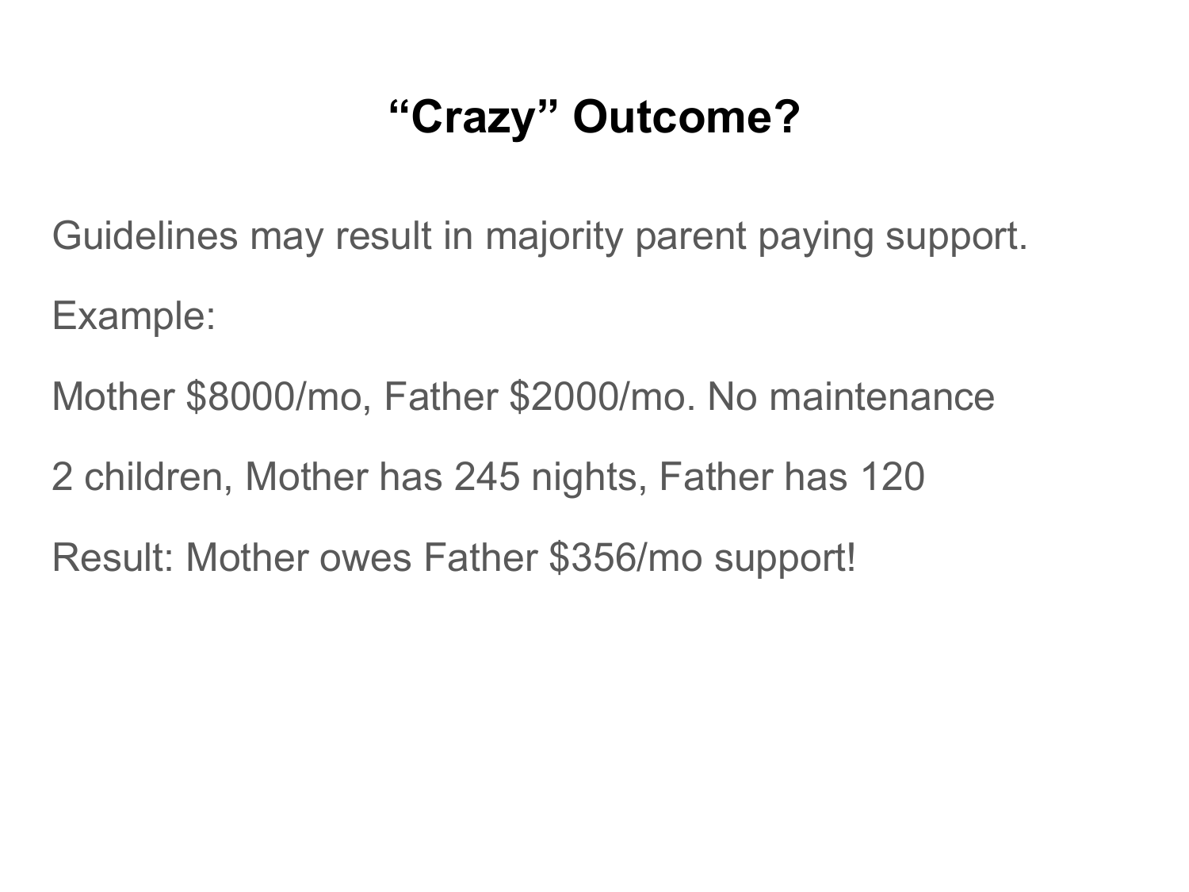# “Crazy” Outcome?

Guidelines may result in majority parent paying support.

Example:

Mother $8000/mo, Father $2000/mo. No maintenance

2 children, Mother has 245 nights, Father has 120

Result: Mother owes Father $356/mo support!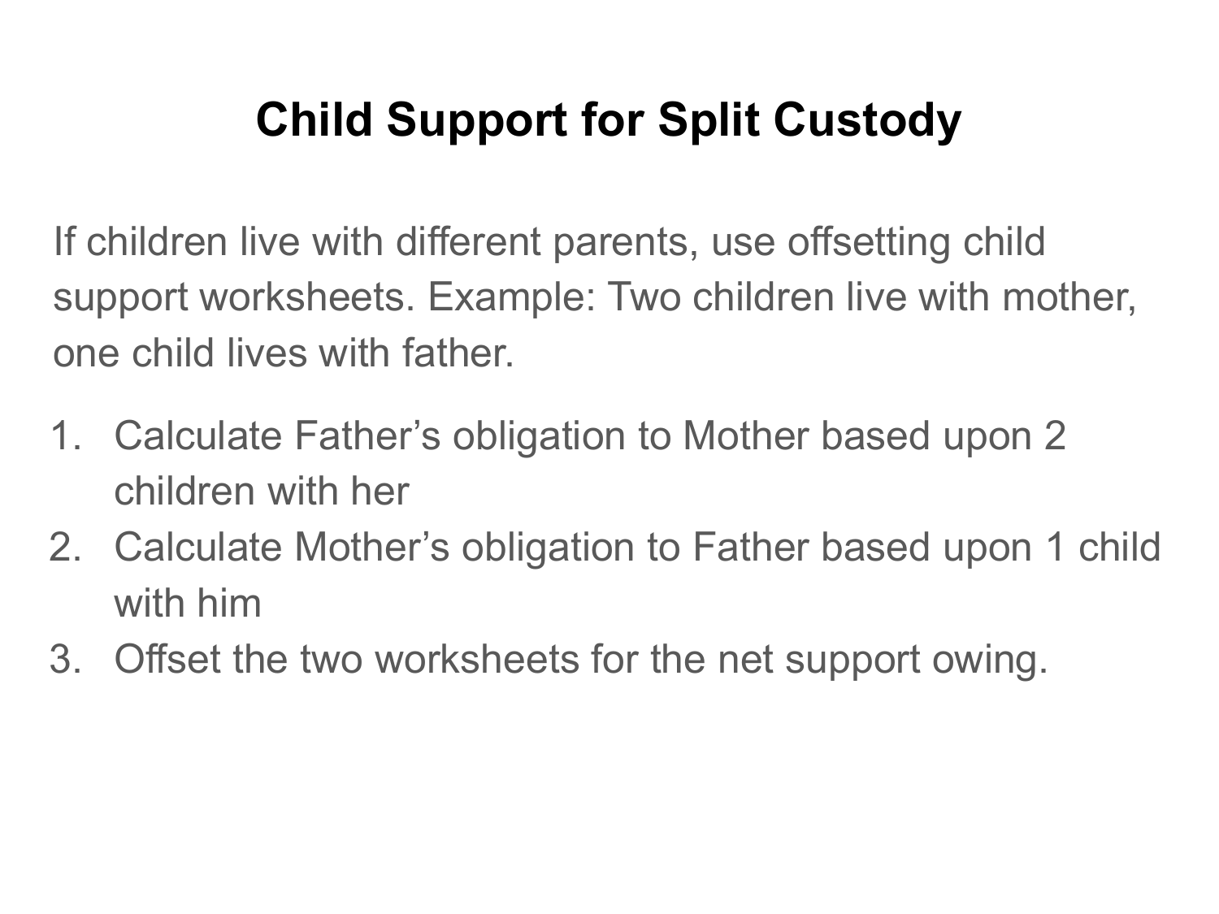# Child Support for Split Custody

If children live with different parents, use offsetting child support worksheets. Example: Two children live with mother, one child lives with father.

1. Calculate Father's obligation to Mother based upon 2 children with her
2. Calculate Mother's obligation to Father based upon 1 child with him
3. Offset the two worksheets for the net support owing.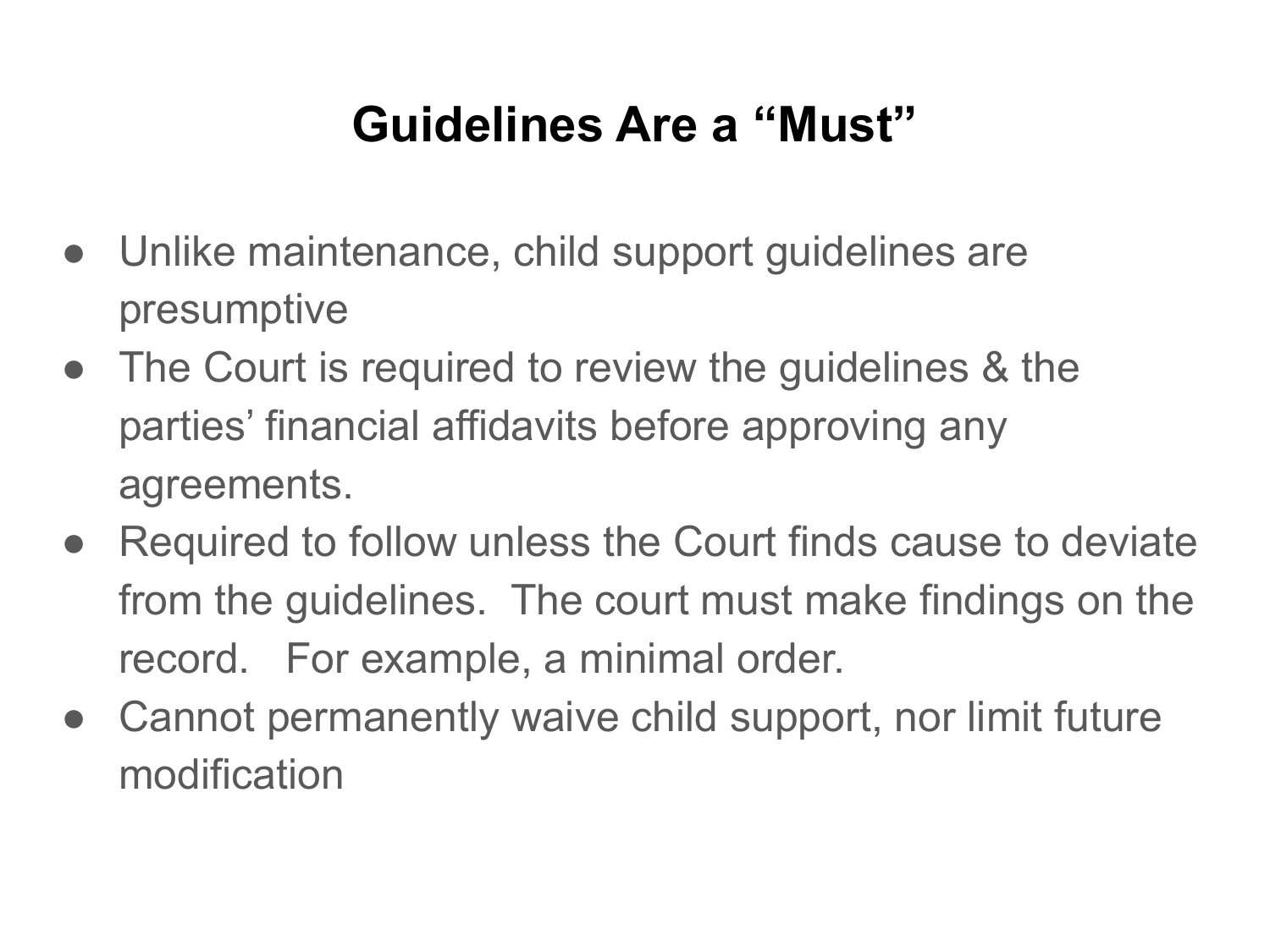# Guidelines Are a “Must”

- Unlike maintenance, child support guidelines are presumptive
- The Court is required to review the guidelines & the parties’ financial affidavits before approving any agreements.
- Required to follow unless the Court finds cause to deviate from the guidelines. The court must make findings on the record. For example, a minimal order.
- Cannot permanently waive child support, nor limit future modification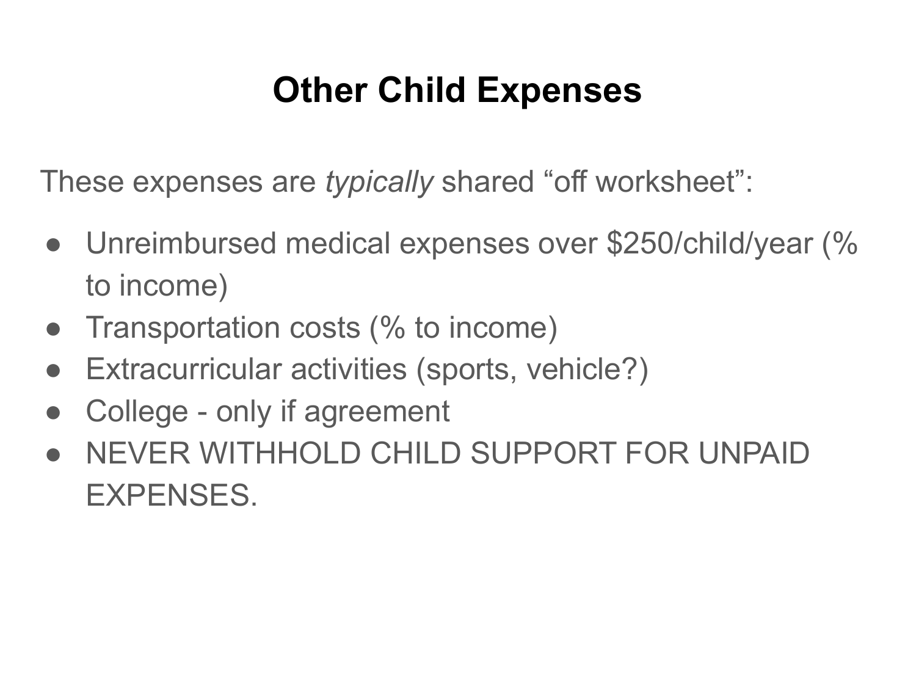# Other Child Expenses

These expenses are *typically* shared "off worksheet":

- Unreimbursed medical expenses over $250/child/year (% to income)
- Transportation costs (% to income)
- Extracurricular activities (sports, vehicle?)
- College - only if agreement
- NEVER WITHHOLD CHILD SUPPORT FOR UNPAID EXPENSES.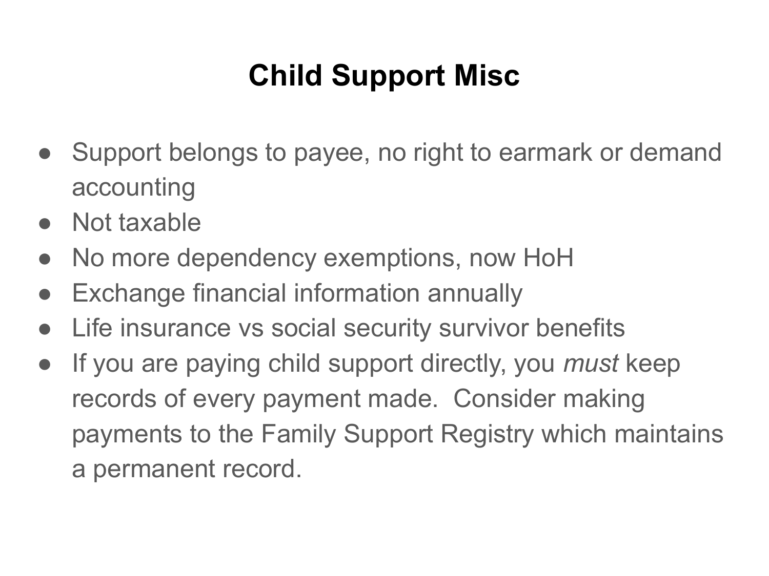# Child Support Misc

- Support belongs to payee, no right to earmark or demand accounting
- Not taxable
- No more dependency exemptions, now HoH
- Exchange financial information annually
- Life insurance vs social security survivor benefits
- If you are paying child support directly, you *must* keep records of every payment made. Consider making payments to the Family Support Registry which maintains a permanent record.